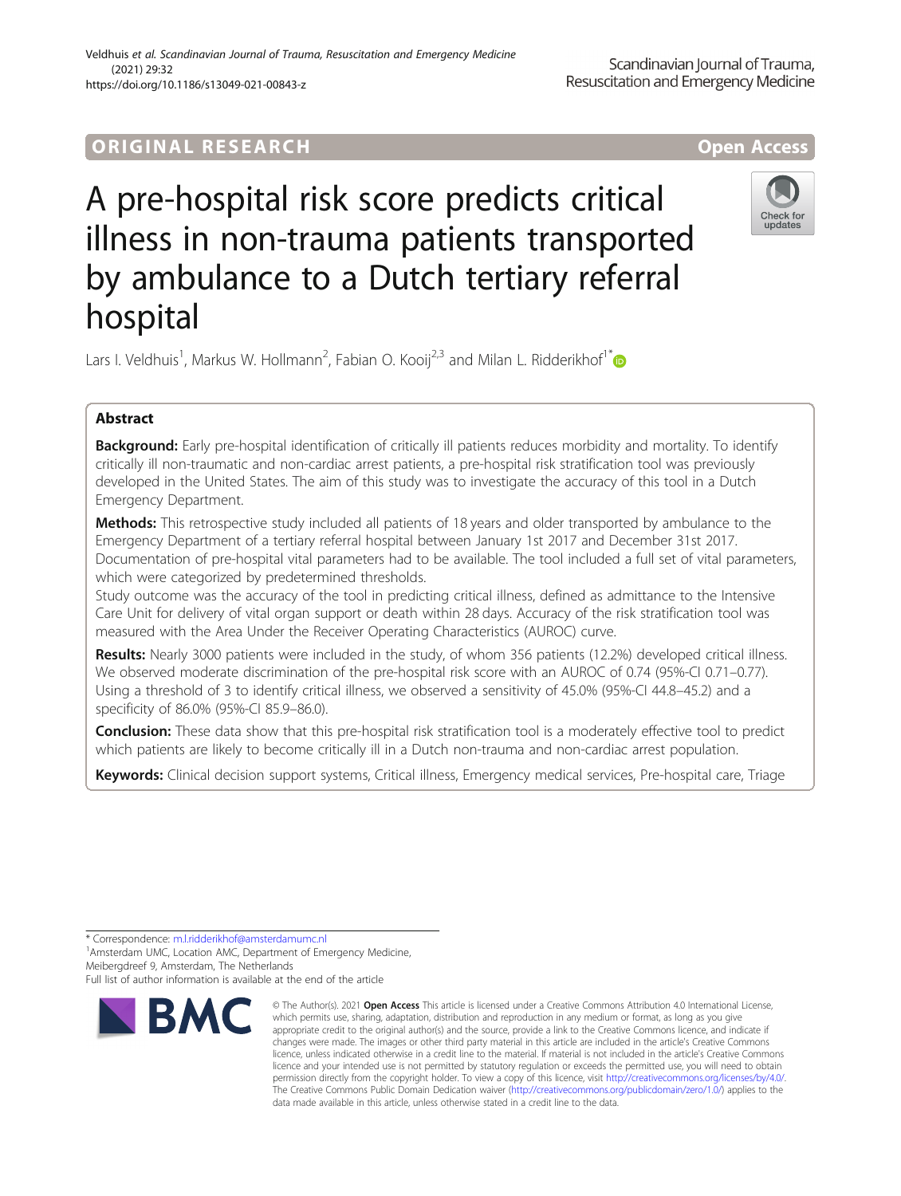ORIGINAL RESEARCH

Open Access

# A pre-hospital risk score predicts critical illness in non-trauma patients transported by ambulance to a Dutch tertiary referral hospital

Lars I. Veldhuis[1], Markus W. Hollmann[2], Fabian O. Kooij[2,3] and Milan L. Ridderikhof[1*]

## Abstract

**Background:** Early pre-hospital identification of critically ill patients reduces morbidity and mortality. To identify critically ill non-traumatic and non-cardiac arrest patients, a pre-hospital risk stratification tool was previously developed in the United States. The aim of this study was to investigate the accuracy of this tool in a Dutch Emergency Department.

**Methods:** This retrospective study included all patients of 18 years and older transported by ambulance to the Emergency Department of a tertiary referral hospital between January 1st 2017 and December 31st 2017. Documentation of pre-hospital vital parameters had to be available. The tool included a full set of vital parameters, which were categorized by predetermined thresholds.

Study outcome was the accuracy of the tool in predicting critical illness, defined as admittance to the Intensive Care Unit for delivery of vital organ support or death within 28 days. Accuracy of the risk stratification tool was measured with the Area Under the Receiver Operating Characteristics (AUROC) curve.

**Results:** Nearly 3000 patients were included in the study, of whom 356 patients (12.2%) developed critical illness. We observed moderate discrimination of the pre-hospital risk score with an AUROC of 0.74 (95%-CI 0.71–0.77). Using a threshold of 3 to identify critical illness, we observed a sensitivity of 45.0% (95%-CI 44.8–45.2) and a specificity of 86.0% (95%-CI 85.9–86.0).

**Conclusion:** These data show that this pre-hospital risk stratification tool is a moderately effective tool to predict which patients are likely to become critically ill in a Dutch non-trauma and non-cardiac arrest population.

**Keywords:** Clinical decision support systems, Critical illness, Emergency medical services, Pre-hospital care, Triage

\* Correspondence: m.l.ridderikhof@amsterdamumc.nl

[1]Amsterdam UMC, Location AMC, Department of Emergency Medicine, Meibergdreef 9, Amsterdam, The Netherlands

Full list of author information is available at the end of the article

© The Author(s). 2021 **Open Access** This article is licensed under a Creative Commons Attribution 4.0 International License, which permits use, sharing, adaptation, distribution and reproduction in any medium or format, as long as you give appropriate credit to the original author(s) and the source, provide a link to the Creative Commons licence, and indicate if changes were made. The images or other third party material in this article are included in the article's Creative Commons licence, unless indicated otherwise in a credit line to the material. If material is not included in the article's Creative Commons licence and your intended use is not permitted by statutory regulation or exceeds the permitted use, you will need to obtain permission directly from the copyright holder. To view a copy of this licence, visit http://creativecommons.org/licenses/by/4.0/. The Creative Commons Public Domain Dedication waiver (http://creativecommons.org/publicdomain/zero/1.0/) applies to the data made available in this article, unless otherwise stated in a credit line to the data.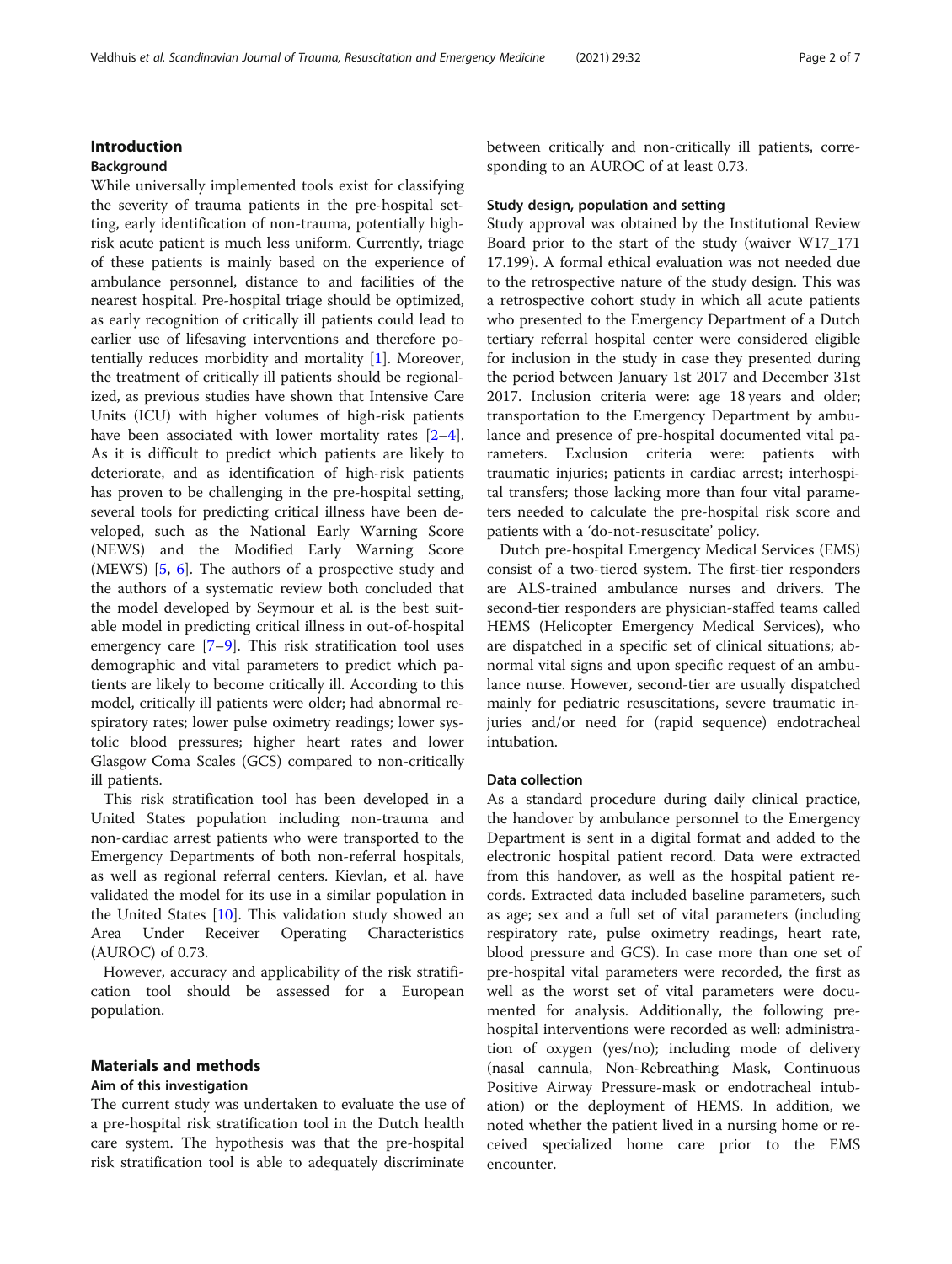## Introduction

### Background

While universally implemented tools exist for classifying the severity of trauma patients in the pre-hospital setting, early identification of non-trauma, potentially high-risk acute patient is much less uniform. Currently, triage of these patients is mainly based on the experience of ambulance personnel, distance to and facilities of the nearest hospital. Pre-hospital triage should be optimized, as early recognition of critically ill patients could lead to earlier use of lifesaving interventions and therefore potentially reduces morbidity and mortality [1]. Moreover, the treatment of critically ill patients should be regionalized, as previous studies have shown that Intensive Care Units (ICU) with higher volumes of high-risk patients have been associated with lower mortality rates [2–4]. As it is difficult to predict which patients are likely to deteriorate, and as identification of high-risk patients has proven to be challenging in the pre-hospital setting, several tools for predicting critical illness have been developed, such as the National Early Warning Score (NEWS) and the Modified Early Warning Score (MEWS) [5, 6]. The authors of a prospective study and the authors of a systematic review both concluded that the model developed by Seymour et al. is the best suitable model in predicting critical illness in out-of-hospital emergency care [7–9]. This risk stratification tool uses demographic and vital parameters to predict which patients are likely to become critically ill. According to this model, critically ill patients were older; had abnormal respiratory rates; lower pulse oximetry readings; lower systolic blood pressures; higher heart rates and lower Glasgow Coma Scales (GCS) compared to non-critically ill patients.

This risk stratification tool has been developed in a United States population including non-trauma and non-cardiac arrest patients who were transported to the Emergency Departments of both non-referral hospitals, as well as regional referral centers. Kievlan, et al. have validated the model for its use in a similar population in the United States [10]. This validation study showed an Area Under Receiver Operating Characteristics (AUROC) of 0.73.

However, accuracy and applicability of the risk stratification tool should be assessed for a European population.

## Materials and methods

### Aim of this investigation

The current study was undertaken to evaluate the use of a pre-hospital risk stratification tool in the Dutch health care system. The hypothesis was that the pre-hospital risk stratification tool is able to adequately discriminate between critically and non-critically ill patients, corresponding to an AUROC of at least 0.73.

### Study design, population and setting

Study approval was obtained by the Institutional Review Board prior to the start of the study (waiver W17_171 17.199). A formal ethical evaluation was not needed due to the retrospective nature of the study design. This was a retrospective cohort study in which all acute patients who presented to the Emergency Department of a Dutch tertiary referral hospital center were considered eligible for inclusion in the study in case they presented during the period between January 1st 2017 and December 31st 2017. Inclusion criteria were: age 18 years and older; transportation to the Emergency Department by ambulance and presence of pre-hospital documented vital parameters. Exclusion criteria were: patients with traumatic injuries; patients in cardiac arrest; interhospital transfers; those lacking more than four vital parameters needed to calculate the pre-hospital risk score and patients with a 'do-not-resuscitate' policy.

Dutch pre-hospital Emergency Medical Services (EMS) consist of a two-tiered system. The first-tier responders are ALS-trained ambulance nurses and drivers. The second-tier responders are physician-staffed teams called HEMS (Helicopter Emergency Medical Services), who are dispatched in a specific set of clinical situations; abnormal vital signs and upon specific request of an ambulance nurse. However, second-tier are usually dispatched mainly for pediatric resuscitations, severe traumatic injuries and/or need for (rapid sequence) endotracheal intubation.

### Data collection

As a standard procedure during daily clinical practice, the handover by ambulance personnel to the Emergency Department is sent in a digital format and added to the electronic hospital patient record. Data were extracted from this handover, as well as the hospital patient records. Extracted data included baseline parameters, such as age; sex and a full set of vital parameters (including respiratory rate, pulse oximetry readings, heart rate, blood pressure and GCS). In case more than one set of pre-hospital vital parameters were recorded, the first as well as the worst set of vital parameters were documented for analysis. Additionally, the following pre-hospital interventions were recorded as well: administration of oxygen (yes/no); including mode of delivery (nasal cannula, Non-Rebreathing Mask, Continuous Positive Airway Pressure-mask or endotracheal intubation) or the deployment of HEMS. In addition, we noted whether the patient lived in a nursing home or received specialized home care prior to the EMS encounter.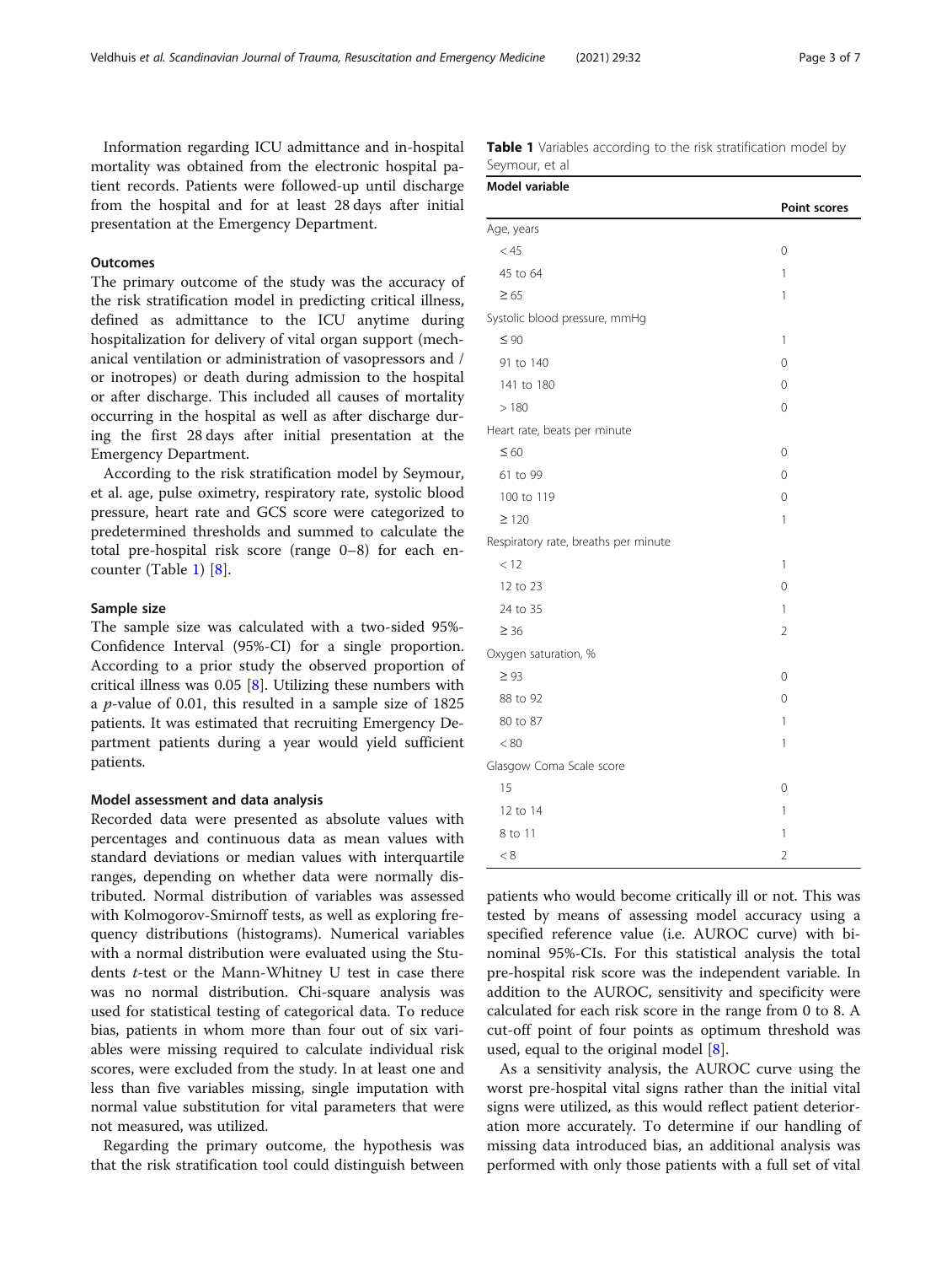Information regarding ICU admittance and in-hospital mortality was obtained from the electronic hospital patient records. Patients were followed-up until discharge from the hospital and for at least 28 days after initial presentation at the Emergency Department.

### Outcomes

The primary outcome of the study was the accuracy of the risk stratification model in predicting critical illness, defined as admittance to the ICU anytime during hospitalization for delivery of vital organ support (mechanical ventilation or administration of vasopressors and / or inotropes) or death during admission to the hospital or after discharge. This included all causes of mortality occurring in the hospital as well as after discharge during the first 28 days after initial presentation at the Emergency Department.

According to the risk stratification model by Seymour, et al. age, pulse oximetry, respiratory rate, systolic blood pressure, heart rate and GCS score were categorized to predetermined thresholds and summed to calculate the total pre-hospital risk score (range 0–8) for each encounter (Table 1) [8].

### Sample size

The sample size was calculated with a two-sided 95%-Confidence Interval (95%-CI) for a single proportion. According to a prior study the observed proportion of critical illness was 0.05 [8]. Utilizing these numbers with a $p$-value of 0.01, this resulted in a sample size of 1825 patients. It was estimated that recruiting Emergency Department patients during a year would yield sufficient patients.

### Model assessment and data analysis

Recorded data were presented as absolute values with percentages and continuous data as mean values with standard deviations or median values with interquartile ranges, depending on whether data were normally distributed. Normal distribution of variables was assessed with Kolmogorov-Smirnoff tests, as well as exploring frequency distributions (histograms). Numerical variables with a normal distribution were evaluated using the Students $t$-test or the Mann-Whitney U test in case there was no normal distribution. Chi-square analysis was used for statistical testing of categorical data. To reduce bias, patients in whom more than four out of six variables were missing required to calculate individual risk scores, were excluded from the study. In at least one and less than five variables missing, single imputation with normal value substitution for vital parameters that were not measured, was utilized.

Regarding the primary outcome, the hypothesis was that the risk stratification tool could distinguish between patients who would become critically ill or not. This was tested by means of assessing model accuracy using a specified reference value (i.e. AUROC curve) with binominal 95%-CIs. For this statistical analysis the total pre-hospital risk score was the independent variable. In addition to the AUROC, sensitivity and specificity were calculated for each risk score in the range from 0 to 8. A cut-off point of four points as optimum threshold was used, equal to the original model [8].

As a sensitivity analysis, the AUROC curve using the worst pre-hospital vital signs rather than the initial vital signs were utilized, as this would reflect patient deterioration more accurately. To determine if our handling of missing data introduced bias, an additional analysis was performed with only those patients with a full set of vital

**Table 1** Variables according to the risk stratification model by Seymour, et al

| Model variable | Point scores |
|---|---|
| Age, years | |
| < 45 | 0 |
| 45 to 64 | 1 |
| ≥ 65 | 1 |
| Systolic blood pressure, mmHg | |
| ≤ 90 | 1 |
| 91 to 140 | 0 |
| 141 to 180 | 0 |
| > 180 | 0 |
| Heart rate, beats per minute | |
| ≤ 60 | 0 |
| 61 to 99 | 0 |
| 100 to 119 | 0 |
| ≥ 120 | 1 |
| Respiratory rate, breaths per minute | |
| < 12 | 1 |
| 12 to 23 | 0 |
| 24 to 35 | 1 |
| ≥ 36 | 2 |
| Oxygen saturation, % | |
| ≥ 93 | 0 |
| 88 to 92 | 0 |
| 80 to 87 | 1 |
| < 80 | 1 |
| Glasgow Coma Scale score | |
| 15 | 0 |
| 12 to 14 | 1 |
| 8 to 11 | 1 |
| < 8 | 2 |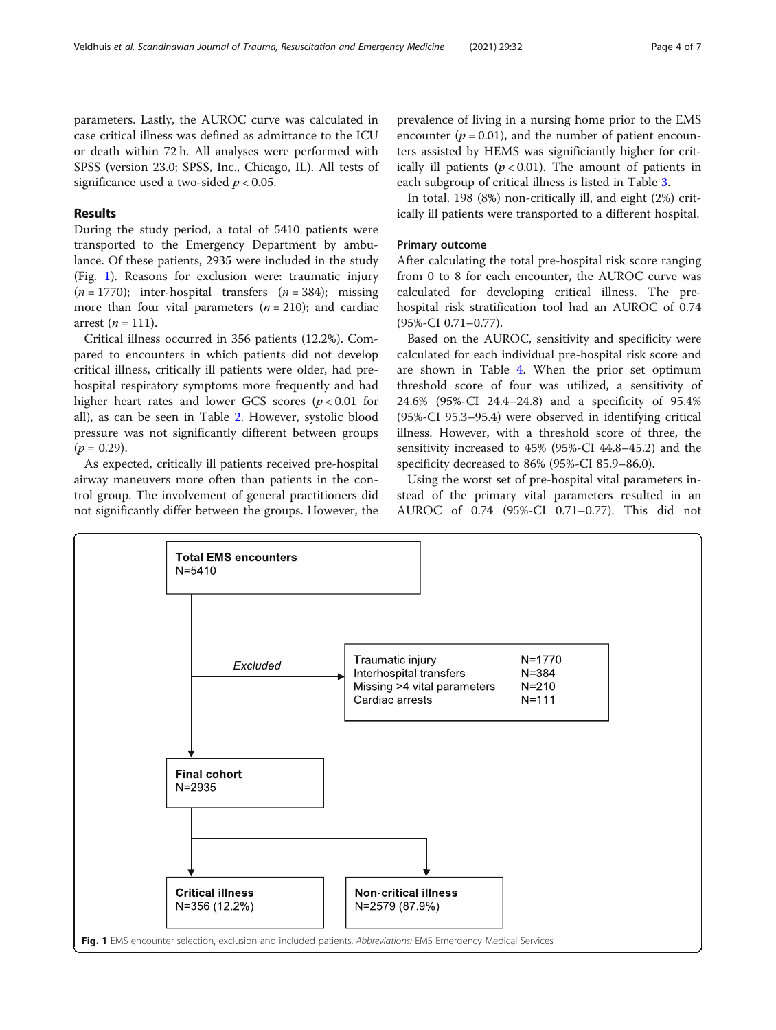parameters. Lastly, the AUROC curve was calculated in case critical illness was defined as admittance to the ICU or death within 72 h. All analyses were performed with SPSS (version 23.0; SPSS, Inc., Chicago, IL). All tests of significance used a two-sided $p < 0.05$.

## Results

During the study period, a total of 5410 patients were transported to the Emergency Department by ambulance. Of these patients, 2935 were included in the study (Fig. 1). Reasons for exclusion were: traumatic injury ($n = 1770$); inter-hospital transfers ($n = 384$); missing more than four vital parameters ($n = 210$); and cardiac arrest ($n = 111$).

Critical illness occurred in 356 patients (12.2%). Compared to encounters in which patients did not develop critical illness, critically ill patients were older, had pre-hospital respiratory symptoms more frequently and had higher heart rates and lower GCS scores ($p < 0.01$ for all), as can be seen in Table 2. However, systolic blood pressure was not significantly different between groups ($p = 0.29$).

As expected, critically ill patients received pre-hospital airway maneuvers more often than patients in the control group. The involvement of general practitioners did not significantly differ between the groups. However, the prevalence of living in a nursing home prior to the EMS encounter ($p = 0.01$), and the number of patient encounters assisted by HEMS was significiantly higher for critically ill patients ($p < 0.01$). The amount of patients in each subgroup of critical illness is listed in Table 3.

In total, 198 (8%) non-critically ill, and eight (2%) critically ill patients were transported to a different hospital.

### Primary outcome

After calculating the total pre-hospital risk score ranging from 0 to 8 for each encounter, the AUROC curve was calculated for developing critical illness. The pre-hospital risk stratification tool had an AUROC of 0.74 (95%-CI 0.71–0.77).

Based on the AUROC, sensitivity and specificity were calculated for each individual pre-hospital risk score and are shown in Table 4. When the prior set optimum threshold score of four was utilized, a sensitivity of 24.6% (95%-CI 24.4–24.8) and a specificity of 95.4% (95%-CI 95.3–95.4) were observed in identifying critical illness. However, with a threshold score of three, the sensitivity increased to 45% (95%-CI 44.8–45.2) and the specificity decreased to 86% (95%-CI 85.9–86.0).

Using the worst set of pre-hospital vital parameters instead of the primary vital parameters resulted in an AUROC of 0.74 (95%-CI 0.71–0.77). This did not

Total EMS encounters
N=5410

Excluded

| | |
|---|---|
| Traumatic injury | N=1770 |
| Interhospital transfers | N=384 |
| Missing >4 vital parameters | N=210 |
| Cardiac arrests | N=111 |

Final cohort
N=2935

Critical illness
N=356 (12.2%)

Non-critical illness
N=2579 (87.9%)

**Fig. 1** EMS encounter selection, exclusion and included patients. *Abbreviations:* EMS Emergency Medical Services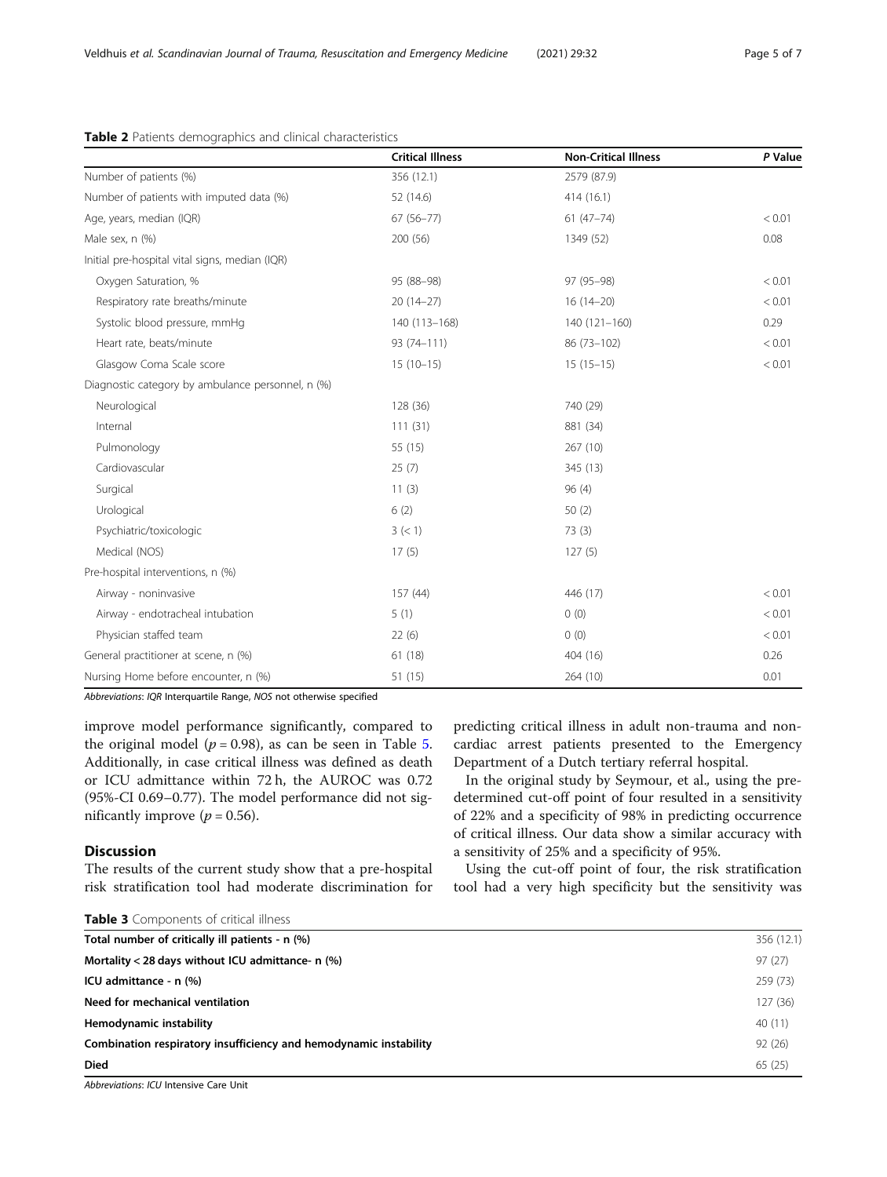**Table 2** Patients demographics and clinical characteristics

| | Critical Illness | Non-Critical Illness | P Value |
|---|---|---|---|
| Number of patients (%) | 356 (12.1) | 2579 (87.9) | |
| Number of patients with imputed data (%) | 52 (14.6) | 414 (16.1) | |
| Age, years, median (IQR) | 67 (56–77) | 61 (47–74) | < 0.01 |
| Male sex, n (%) | 200 (56) | 1349 (52) | 0.08 |
| Initial pre-hospital vital signs, median (IQR) | | | |
| Oxygen Saturation, % | 95 (88–98) | 97 (95–98) | < 0.01 |
| Respiratory rate breaths/minute | 20 (14–27) | 16 (14–20) | < 0.01 |
| Systolic blood pressure, mmHg | 140 (113–168) | 140 (121–160) | 0.29 |
| Heart rate, beats/minute | 93 (74–111) | 86 (73–102) | < 0.01 |
| Glasgow Coma Scale score | 15 (10–15) | 15 (15–15) | < 0.01 |
| Diagnostic category by ambulance personnel, n (%) | | | |
| Neurological | 128 (36) | 740 (29) | |
| Internal | 111 (31) | 881 (34) | |
| Pulmonology | 55 (15) | 267 (10) | |
| Cardiovascular | 25 (7) | 345 (13) | |
| Surgical | 11 (3) | 96 (4) | |
| Urological | 6 (2) | 50 (2) | |
| Psychiatric/toxicologic | 3 (< 1) | 73 (3) | |
| Medical (NOS) | 17 (5) | 127 (5) | |
| Pre-hospital interventions, n (%) | | | |
| Airway - noninvasive | 157 (44) | 446 (17) | < 0.01 |
| Airway - endotracheal intubation | 5 (1) | 0 (0) | < 0.01 |
| Physician staffed team | 22 (6) | 0 (0) | < 0.01 |
| General practitioner at scene, n (%) | 61 (18) | 404 (16) | 0.26 |
| Nursing Home before encounter, n (%) | 51 (15) | 264 (10) | 0.01 |

*Abbreviations*: *IQR* Interquartile Range, *NOS* not otherwise specified

improve model performance significantly, compared to the original model ($p = 0.98$), as can be seen in Table 5. Additionally, in case critical illness was defined as death or ICU admittance within 72 h, the AUROC was 0.72 (95%-CI 0.69–0.77). The model performance did not significantly improve ($p = 0.56$).

## Discussion

The results of the current study show that a pre-hospital risk stratification tool had moderate discrimination for predicting critical illness in adult non-trauma and non-cardiac arrest patients presented to the Emergency Department of a Dutch tertiary referral hospital.

In the original study by Seymour, et al., using the pre-determined cut-off point of four resulted in a sensitivity of 22% and a specificity of 98% in predicting occurrence of critical illness. Our data show a similar accuracy with a sensitivity of 25% and a specificity of 95%.

Using the cut-off point of four, the risk stratification tool had a very high specificity but the sensitivity was

**Table 3** Components of critical illness

| | |
|---|---|
| **Total number of critically ill patients - n (%)** | 356 (12.1) |
| **Mortality < 28 days without ICU admittance- n (%)** | 97 (27) |
| **ICU admittance - n (%)** | 259 (73) |
| **Need for mechanical ventilation** | 127 (36) |
| **Hemodynamic instability** | 40 (11) |
| **Combination respiratory insufficiency and hemodynamic instability** | 92 (26) |
| **Died** | 65 (25) |

*Abbreviations*: *ICU* Intensive Care Unit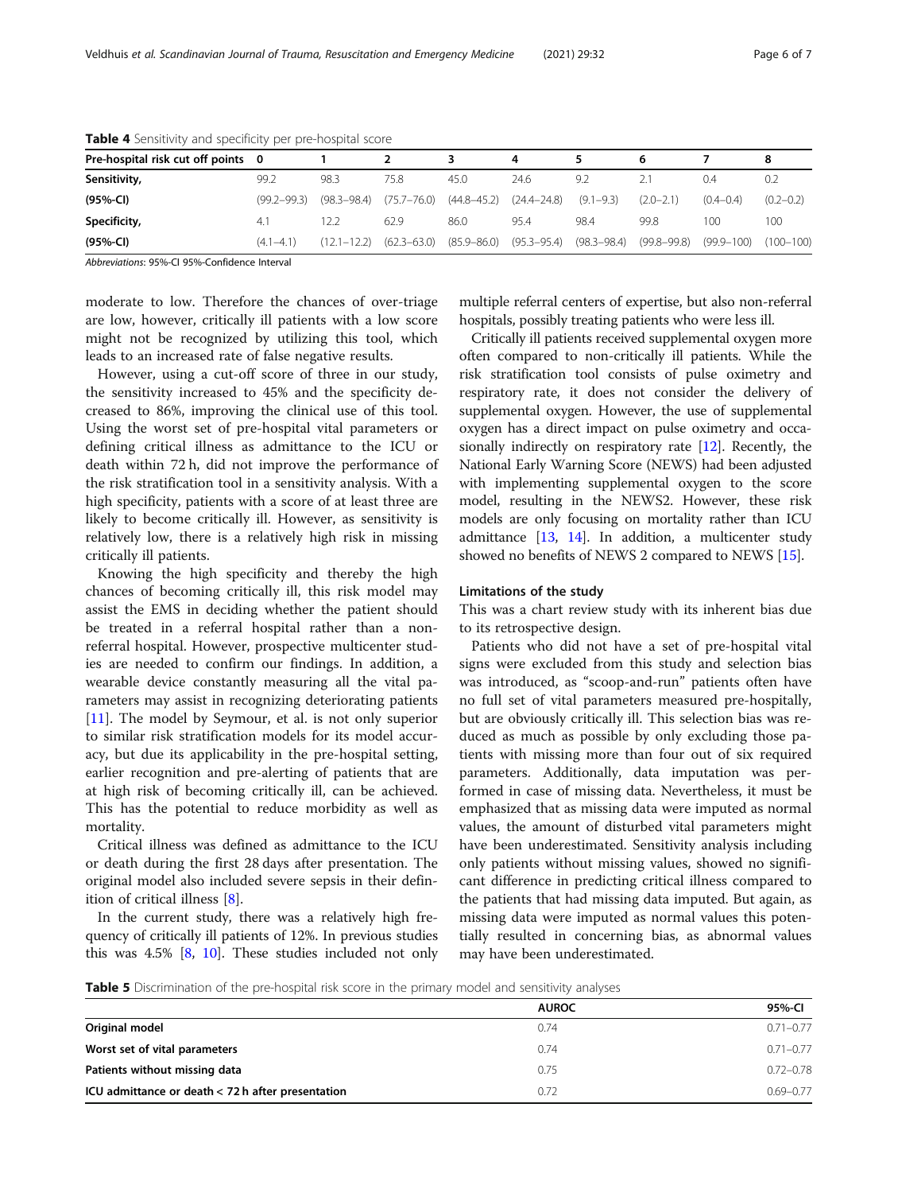**Table 4** Sensitivity and specificity per pre-hospital score

| Pre-hospital risk cut off points | 0 | 1 | 2 | 3 | 4 | 5 | 6 | 7 | 8 |
|---|---|---|---|---|---|---|---|---|---|
| **Sensitivity,** | 99.2 | 98.3 | 75.8 | 45.0 | 24.6 | 9.2 | 2.1 | 0.4 | 0.2 |
| **(95%-CI)** | (99.2–99.3) | (98.3–98.4) | (75.7–76.0) | (44.8–45.2) | (24.4–24.8) | (9.1–9.3) | (2.0–2.1) | (0.4–0.4) | (0.2–0.2) |
| **Specificity,** | 4.1 | 12.2 | 62.9 | 86.0 | 95.4 | 98.4 | 99.8 | 100 | 100 |
| **(95%-CI)** | (4.1–4.1) | (12.1–12.2) | (62.3–63.0) | (85.9–86.0) | (95.3–95.4) | (98.3–98.4) | (99.8–99.8) | (99.9–100) | (100–100) |

*Abbreviations*: 95%-CI 95%-Confidence Interval

moderate to low. Therefore the chances of over-triage are low, however, critically ill patients with a low score might not be recognized by utilizing this tool, which leads to an increased rate of false negative results.

However, using a cut-off score of three in our study, the sensitivity increased to 45% and the specificity decreased to 86%, improving the clinical use of this tool. Using the worst set of pre-hospital vital parameters or defining critical illness as admittance to the ICU or death within 72 h, did not improve the performance of the risk stratification tool in a sensitivity analysis. With a high specificity, patients with a score of at least three are likely to become critically ill. However, as sensitivity is relatively low, there is a relatively high risk in missing critically ill patients.

Knowing the high specificity and thereby the high chances of becoming critically ill, this risk model may assist the EMS in deciding whether the patient should be treated in a referral hospital rather than a non-referral hospital. However, prospective multicenter studies are needed to confirm our findings. In addition, a wearable device constantly measuring all the vital parameters may assist in recognizing deteriorating patients [11]. The model by Seymour, et al. is not only superior to similar risk stratification models for its model accuracy, but due its applicability in the pre-hospital setting, earlier recognition and pre-alerting of patients that are at high risk of becoming critically ill, can be achieved. This has the potential to reduce morbidity as well as mortality.

Critical illness was defined as admittance to the ICU or death during the first 28 days after presentation. The original model also included severe sepsis in their definition of critical illness [8].

In the current study, there was a relatively high frequency of critically ill patients of 12%. In previous studies this was 4.5% [8, 10]. These studies included not only multiple referral centers of expertise, but also non-referral hospitals, possibly treating patients who were less ill.

Critically ill patients received supplemental oxygen more often compared to non-critically ill patients. While the risk stratification tool consists of pulse oximetry and respiratory rate, it does not consider the delivery of supplemental oxygen. However, the use of supplemental oxygen has a direct impact on pulse oximetry and occasionally indirectly on respiratory rate [12]. Recently, the National Early Warning Score (NEWS) had been adjusted with implementing supplemental oxygen to the score model, resulting in the NEWS2. However, these risk models are only focusing on mortality rather than ICU admittance [13, 14]. In addition, a multicenter study showed no benefits of NEWS 2 compared to NEWS [15].

#### Limitations of the study

This was a chart review study with its inherent bias due to its retrospective design.

Patients who did not have a set of pre-hospital vital signs were excluded from this study and selection bias was introduced, as "scoop-and-run" patients often have no full set of vital parameters measured pre-hospitally, but are obviously critically ill. This selection bias was reduced as much as possible by only excluding those patients with missing more than four out of six required parameters. Additionally, data imputation was performed in case of missing data. Nevertheless, it must be emphasized that as missing data were imputed as normal values, the amount of disturbed vital parameters might have been underestimated. Sensitivity analysis including only patients without missing values, showed no significant difference in predicting critical illness compared to the patients that had missing data imputed. But again, as missing data were imputed as normal values this potentially resulted in concerning bias, as abnormal values may have been underestimated.

**Table 5** Discrimination of the pre-hospital risk score in the primary model and sensitivity analyses

| | AUROC | 95%-CI |
|---|---|---|
| **Original model** | 0.74 | 0.71–0.77 |
| **Worst set of vital parameters** | 0.74 | 0.71–0.77 |
| **Patients without missing data** | 0.75 | 0.72–0.78 |
| **ICU admittance or death < 72 h after presentation** | 0.72 | 0.69–0.77 |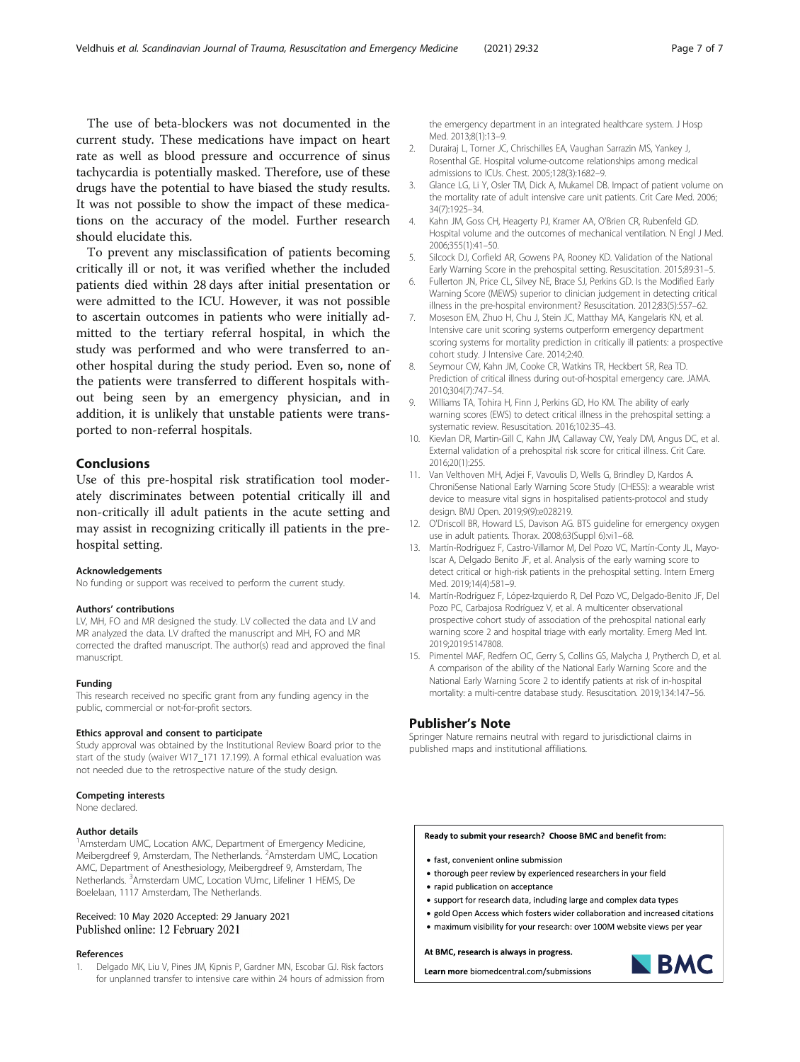The use of beta-blockers was not documented in the current study. These medications have impact on heart rate as well as blood pressure and occurrence of sinus tachycardia is potentially masked. Therefore, use of these drugs have the potential to have biased the study results. It was not possible to show the impact of these medications on the accuracy of the model. Further research should elucidate this.

To prevent any misclassification of patients becoming critically ill or not, it was verified whether the included patients died within 28 days after initial presentation or were admitted to the ICU. However, it was not possible to ascertain outcomes in patients who were initially admitted to the tertiary referral hospital, in which the study was performed and who were transferred to another hospital during the study period. Even so, none of the patients were transferred to different hospitals without being seen by an emergency physician, and in addition, it is unlikely that unstable patients were transported to non-referral hospitals.

## Conclusions

Use of this pre-hospital risk stratification tool moderately discriminates between potential critically ill and non-critically ill adult patients in the acute setting and may assist in recognizing critically ill patients in the pre-hospital setting.

#### Acknowledgements

No funding or support was received to perform the current study.

#### Authors' contributions

LV, MH, FO and MR designed the study. LV collected the data and LV and MR analyzed the data. LV drafted the manuscript and MH, FO and MR corrected the drafted manuscript. The author(s) read and approved the final manuscript.

#### Funding

This research received no specific grant from any funding agency in the public, commercial or not-for-profit sectors.

#### Ethics approval and consent to participate

Study approval was obtained by the Institutional Review Board prior to the start of the study (waiver W17_171 17.199). A formal ethical evaluation was not needed due to the retrospective nature of the study design.

#### Competing interests

None declared.

#### Author details

[1]Amsterdam UMC, Location AMC, Department of Emergency Medicine, Meibergdreef 9, Amsterdam, The Netherlands. [2]Amsterdam UMC, Location AMC, Department of Anesthesiology, Meibergdreef 9, Amsterdam, The Netherlands. [3]Amsterdam UMC, Location VUmc, Lifeliner 1 HEMS, De Boelelaan, 1117 Amsterdam, The Netherlands.

Received: 10 May 2020 Accepted: 29 January 2021
Published online: 12 February 2021

#### References

1. Delgado MK, Liu V, Pines JM, Kipnis P, Gardner MN, Escobar GJ. Risk factors for unplanned transfer to intensive care within 24 hours of admission from the emergency department in an integrated healthcare system. J Hosp Med. 2013;8(1):13–9.
2. Durairaj L, Torner JC, Chrischilles EA, Vaughan Sarrazin MS, Yankey J, Rosenthal GE. Hospital volume-outcome relationships among medical admissions to ICUs. Chest. 2005;128(3):1682–9.
3. Glance LG, Li Y, Osler TM, Dick A, Mukamel DB. Impact of patient volume on the mortality rate of adult intensive care unit patients. Crit Care Med. 2006;34(7):1925–34.
4. Kahn JM, Goss CH, Heagerty PJ, Kramer AA, O'Brien CR, Rubenfeld GD. Hospital volume and the outcomes of mechanical ventilation. N Engl J Med. 2006;355(1):41–50.
5. Silcock DJ, Corfield AR, Gowens PA, Rooney KD. Validation of the National Early Warning Score in the prehospital setting. Resuscitation. 2015;89:31–5.
6. Fullerton JN, Price CL, Silvey NE, Brace SJ, Perkins GD. Is the Modified Early Warning Score (MEWS) superior to clinician judgement in detecting critical illness in the pre-hospital environment? Resuscitation. 2012;83(5):557–62.
7. Moseson EM, Zhuo H, Chu J, Stein JC, Matthay MA, Kangelaris KN, et al. Intensive care unit scoring systems outperform emergency department scoring systems for mortality prediction in critically ill patients: a prospective cohort study. J Intensive Care. 2014;2:40.
8. Seymour CW, Kahn JM, Cooke CR, Watkins TR, Heckbert SR, Rea TD. Prediction of critical illness during out-of-hospital emergency care. JAMA. 2010;304(7):747–54.
9. Williams TA, Tohira H, Finn J, Perkins GD, Ho KM. The ability of early warning scores (EWS) to detect critical illness in the prehospital setting: a systematic review. Resuscitation. 2016;102:35–43.
10. Kievlan DR, Martin-Gill C, Kahn JM, Callaway CW, Yealy DM, Angus DC, et al. External validation of a prehospital risk score for critical illness. Crit Care. 2016;20(1):255.
11. Van Velthoven MH, Adjei F, Vavoulis D, Wells G, Brindley D, Kardos A. ChroniSense National Early Warning Score Study (CHESS): a wearable wrist device to measure vital signs in hospitalised patients-protocol and study design. BMJ Open. 2019;9(9):e028219.
12. O'Driscoll BR, Howard LS, Davison AG. BTS guideline for emergency oxygen use in adult patients. Thorax. 2008;63(Suppl 6):vi1–68.
13. Martín-Rodríguez F, Castro-Villamor M, Del Pozo VC, Martín-Conty JL, Mayo-Iscar A, Delgado Benito JF, et al. Analysis of the early warning score to detect critical or high-risk patients in the prehospital setting. Intern Emerg Med. 2019;14(4):581–9.
14. Martín-Rodríguez F, López-Izquierdo R, Del Pozo VC, Delgado-Benito JF, Del Pozo PC, Carbajosa Rodríguez V, et al. A multicenter observational prospective cohort study of association of the prehospital national early warning score 2 and hospital triage with early mortality. Emerg Med Int. 2019;2019:5147808.
15. Pimentel MAF, Redfern OC, Gerry S, Collins GS, Malycha J, Prytherch D, et al. A comparison of the ability of the National Early Warning Score and the National Early Warning Score 2 to identify patients at risk of in-hospital mortality: a multi-centre database study. Resuscitation. 2019;134:147–56.

## Publisher's Note

Springer Nature remains neutral with regard to jurisdictional claims in published maps and institutional affiliations.

**Ready to submit your research? Choose BMC and benefit from:**

- fast, convenient online submission
- thorough peer review by experienced researchers in your field
- rapid publication on acceptance
- support for research data, including large and complex data types
- gold Open Access which fosters wider collaboration and increased citations
- maximum visibility for your research: over 100M website views per year

**At BMC, research is always in progress.**

**Learn more** biomedcentral.com/submissions

BMC